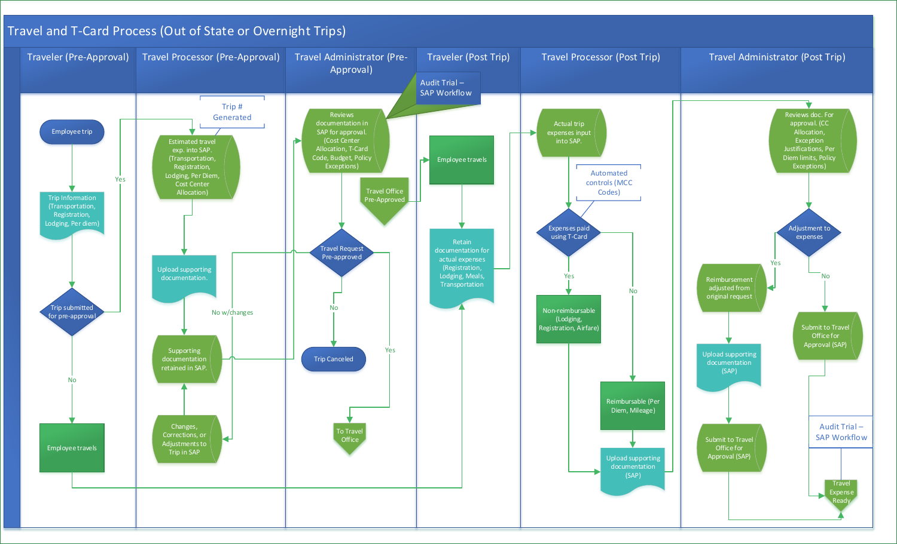# Travel and T-Card Process (Out of State or Overnight Trips)

## Traveler (Pre-Approval)

- Employee trip
- Trip Information (Transportation, Registration, Lodging, Per diem)
- Trip submitted for pre-approval
  - Yes
  - No
- Employee travels

## Travel Processor (Pre-Approval)

- Trip # Generated
- Estimated travel exp. into SAP. (Transportation, Registration, Lodging, Per Diem, Cost Center Allocation)
- Upload supporting documentation.
- Supporting documentation retained in SAP.
- Changes, Corrections, or Adjustments to Trip in SAP

## Travel Administrator (Pre-Approval)

- Audit Trial – SAP Workflow
- Reviews documentation in SAP for approval. (Cost Center Allocation, T-Card Code, Budget, Policy Exceptions)
- Travel Request Pre-approved
  - No w/changes
  - No
  - Yes
- Trip Canceled
- To Travel Office
- Travel Office Pre-Approved

## Traveler (Post Trip)

- Employee travels
- Retain documentation for actual expenses (Registration, Lodging, Meals, Transportation)

## Travel Processor (Post Trip)

- Actual trip expenses input into SAP.
- Automated controls (MCC Codes)
- Expenses paid using T-Card
  - Yes
  - No
- Non-reimbursable (Lodging, Registration, Airfare)
- Reimbursable (Per Diem, Mileage)
- Upload supporting documentation (SAP)

## Travel Administrator (Post Trip)

- Reviews doc. For approval. (CC Allocation, Exception Justifications, Per Diem limits, Policy Exceptions)
- Adjustment to expenses
  - Yes
  - No
- Reimbursement adjusted from original request
- Upload supporting documentation (SAP)
- Submit to Travel Office for Approval (SAP)
- Submit to Travel Office for Approval (SAP)
- Audit Trial – SAP Workflow
- Travel Expense Ready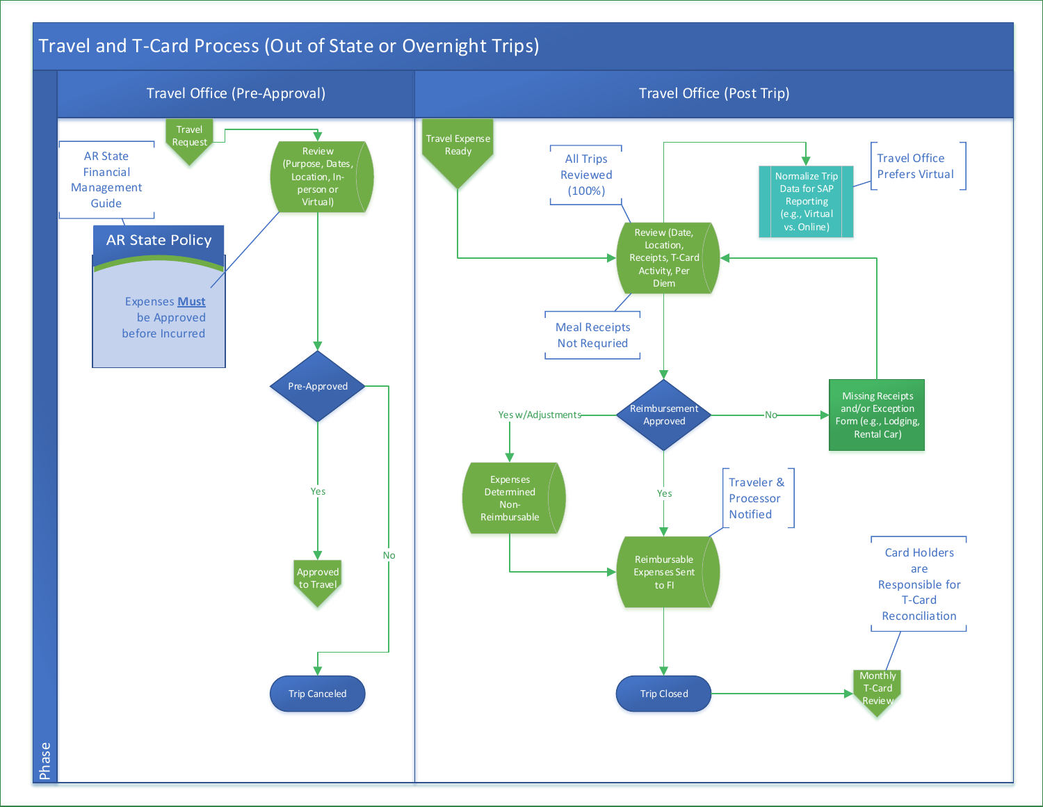# Travel and T-Card Process (Out of State or Overnight Trips)

## Travel Office (Pre-Approval)

- Travel Request
- Review (Purpose, Dates, Location, In-person or Virtual)
- AR State Financial Management Guide
- **AR State Policy**: Expenses **Must** be Approved before Incurred
- Pre-Approved
  - Yes → Approved to Travel
  - No → Trip Canceled

## Travel Office (Post Trip)

- Travel Expense Ready
- All Trips Reviewed (100%)
- Review (Date, Location, Receipts, T-Card Activity, Per Diem)
- Meal Receipts Not Requried
- Normalize Trip Data for SAP Reporting (e.g., Virtual vs. Online)
- Travel Office Prefers Virtual
- Reimbursement Approved
  - Yes w/Adjustments → Expenses Determined Non-Reimbursable → Reimbursable Expenses Sent to FI
  - No → Missing Receipts and/or Exception Form (e.g., Lodging, Rental Car) → Review
  - Yes → Reimbursable Expenses Sent to FI
- Traveler & Processor Notified
- Trip Closed → Monthly T-Card Review
- Card Holders are Responsible for T-Card Reconciliation

Phase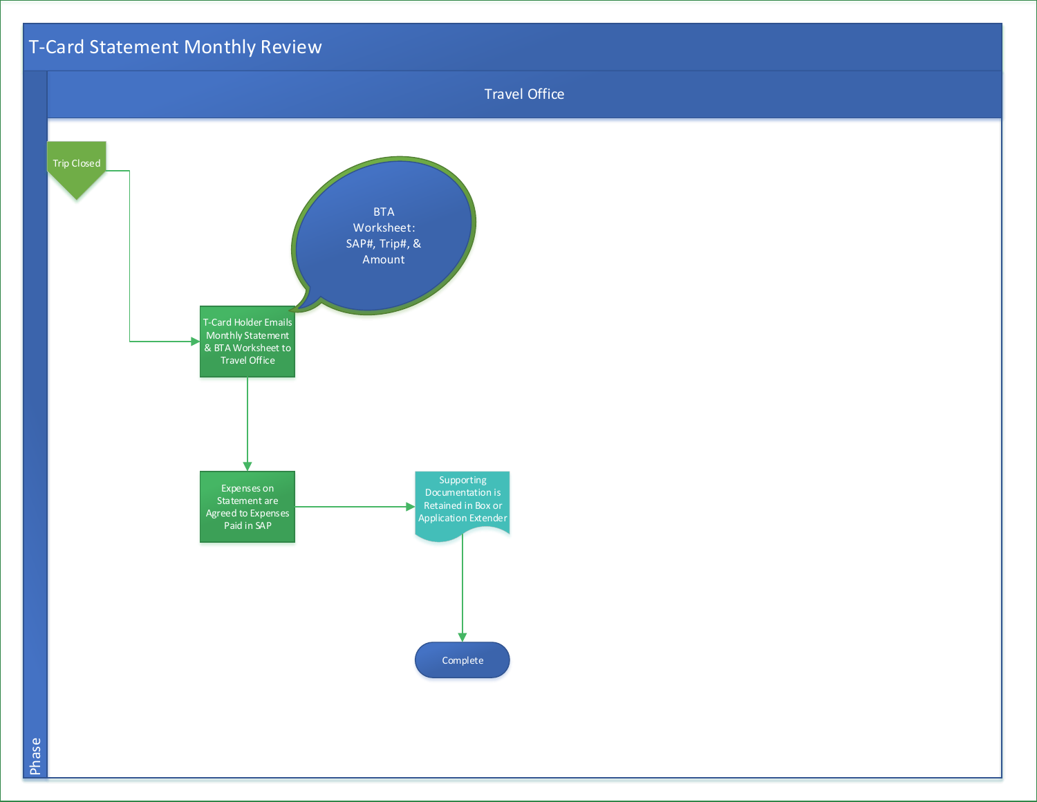# T-Card Statement Monthly Review

Travel Office

Phase

Trip Closed

BTA Worksheet: SAP#, Trip#, & Amount

T-Card Holder Emails Monthly Statement & BTA Worksheet to Travel Office

Expenses on Statement are Agreed to Expenses Paid in SAP

Supporting Documentation is Retained in Box or Application Extender

Complete